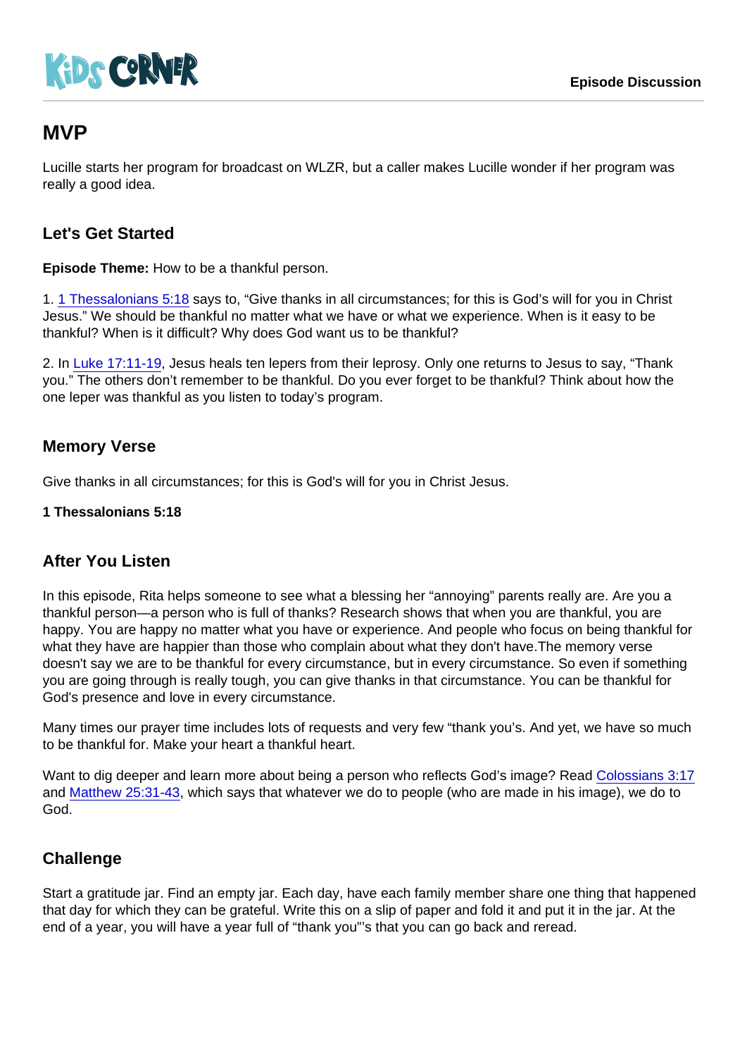KiDS CORNER

**Episode Discussion**

# MVP

Lucille starts her program for broadcast on WLZR, but a caller makes Lucille wonder if her program was really a good idea.

## Let's Get Started

**Episode Theme:** How to be a thankful person.

1. 1 Thessalonians 5:18 says to, "Give thanks in all circumstances; for this is God's will for you in Christ Jesus." We should be thankful no matter what we have or what we experience. When is it easy to be thankful? When is it difficult? Why does God want us to be thankful?

2. In Luke 17:11-19, Jesus heals ten lepers from their leprosy. Only one returns to Jesus to say, "Thank you." The others don't remember to be thankful. Do you ever forget to be thankful? Think about how the one leper was thankful as you listen to today's program.

## Memory Verse

Give thanks in all circumstances; for this is God's will for you in Christ Jesus.

**1 Thessalonians 5:18**

## After You Listen

In this episode, Rita helps someone to see what a blessing her "annoying" parents really are. Are you a thankful person—a person who is full of thanks? Research shows that when you are thankful, you are happy. You are happy no matter what you have or experience. And people who focus on being thankful for what they have are happier than those who complain about what they don't have.The memory verse doesn't say we are to be thankful for every circumstance, but in every circumstance. So even if something you are going through is really tough, you can give thanks in that circumstance. You can be thankful for God's presence and love in every circumstance.

Many times our prayer time includes lots of requests and very few "thank you's. And yet, we have so much to be thankful for. Make your heart a thankful heart.

Want to dig deeper and learn more about being a person who reflects God's image? Read Colossians 3:17 and Matthew 25:31-43, which says that whatever we do to people (who are made in his image), we do to God.

## Challenge

Start a gratitude jar. Find an empty jar. Each day, have each family member share one thing that happened that day for which they can be grateful. Write this on a slip of paper and fold it and put it in the jar. At the end of a year, you will have a year full of "thank you"'s that you can go back and reread.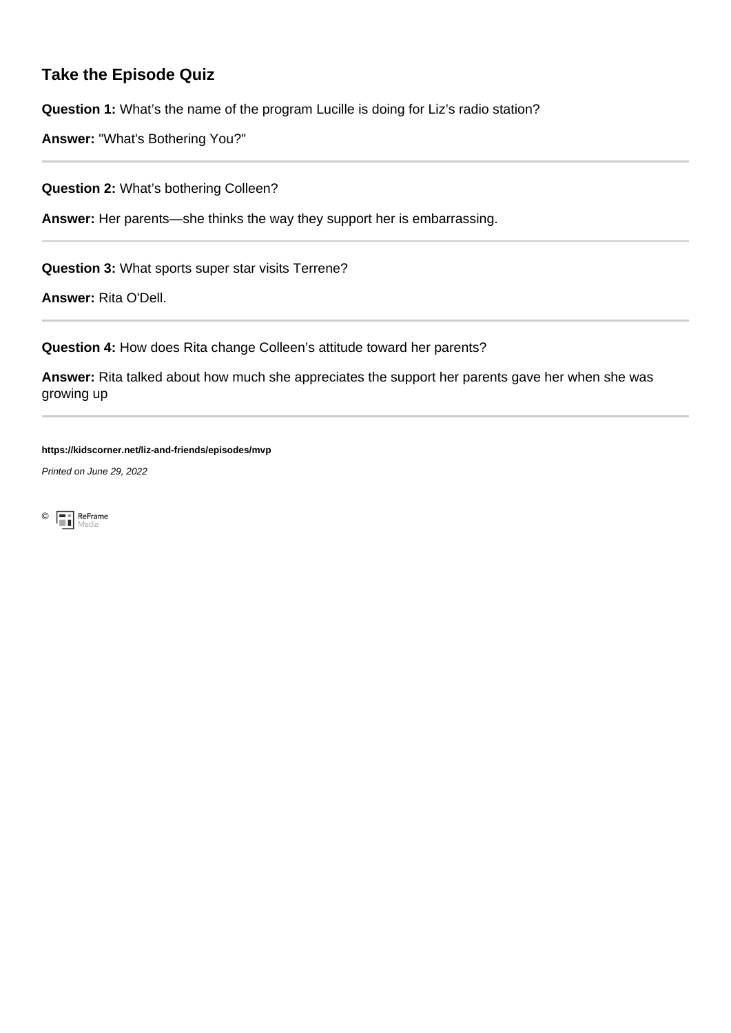## Take the Episode Quiz

**Question 1:** What’s the name of the program Lucille is doing for Liz’s radio station?

**Answer:** "What's Bothering You?"

---

**Question 2:** What’s bothering Colleen?

**Answer:** Her parents—she thinks the way they support her is embarrassing.

---

**Question 3:** What sports super star visits Terrene?

**Answer:** Rita O'Dell.

---

**Question 4:** How does Rita change Colleen’s attitude toward her parents?

**Answer:** Rita talked about how much she appreciates the support her parents gave her when she was growing up

---

**https://kidscorner.net/liz-and-friends/episodes/mvp**

*Printed on June 29, 2022*

© ReFrame Media